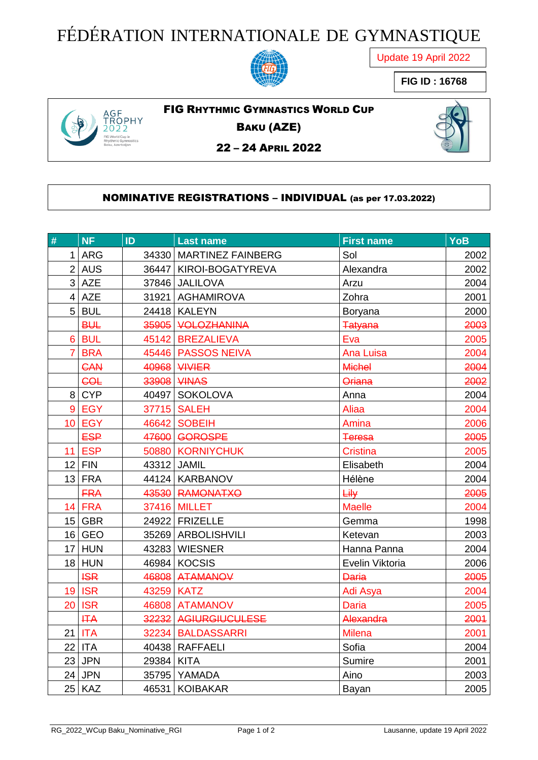# FÉDÉRATION INTERNATIONALE DE GYMNASTIQUE

Update 19 April 2022

**FIG ID : 16768**

AGF TROPHY 2022

FIG World Cup in Rhythmic Gymnastics Baku, Azerbaijan

## FIG RHYTHMIC GYMNASTICS WORLD CUP

## BAKU (AZE)

## 22 – 24 APRIL 2022

### NOMINATIVE REGISTRATIONS – INDIVIDUAL (as per 17.03.2022)

| # | NF | ID | Last name | First name | YoB |
|---|---|---|---|---|---|
| 1 | ARG | 34330 | MARTINEZ FAINBERG | Sol | 2002 |
| 2 | AUS | 36447 | KIROI-BOGATYREVA | Alexandra | 2002 |
| 3 | AZE | 37846 | JALILOVA | Arzu | 2004 |
| 4 | AZE | 31921 | AGHAMIROVA | Zohra | 2001 |
| 5 | BUL | 24418 | KALEYN | Boryana | 2000 |
| | ~~BUL~~ | ~~35905~~ | ~~VOLOZHANINA~~ | ~~Tatyana~~ | ~~2003~~ |
| 6 | BUL | 45142 | BREZALIEVA | Eva | 2005 |
| 7 | BRA | 45446 | PASSOS NEIVA | Ana Luisa | 2004 |
| | ~~CAN~~ | ~~40968~~ | ~~VIVIER~~ | ~~Michel~~ | ~~2004~~ |
| | ~~COL~~ | ~~33908~~ | ~~VINAS~~ | ~~Oriana~~ | ~~2002~~ |
| 8 | CYP | 40497 | SOKOLOVA | Anna | 2004 |
| 9 | EGY | 37715 | SALEH | Aliaa | 2004 |
| 10 | EGY | 46642 | SOBEIH | Amina | 2006 |
| | ~~ESP~~ | ~~47600~~ | ~~GOROSPE~~ | ~~Teresa~~ | ~~2005~~ |
| 11 | ESP | 50880 | KORNIYCHUK | Cristina | 2005 |
| 12 | FIN | 43312 | JAMIL | Elisabeth | 2004 |
| 13 | FRA | 44124 | KARBANOV | Hélène | 2004 |
| | ~~FRA~~ | ~~43530~~ | ~~RAMONATXO~~ | ~~Lily~~ | ~~2005~~ |
| 14 | FRA | 37416 | MILLET | Maelle | 2004 |
| 15 | GBR | 24922 | FRIZELLE | Gemma | 1998 |
| 16 | GEO | 35269 | ARBOLISHVILI | Ketevan | 2003 |
| 17 | HUN | 43283 | WIESNER | Hanna Panna | 2004 |
| 18 | HUN | 46984 | KOCSIS | Evelin Viktoria | 2006 |
| | ~~ISR~~ | ~~46808~~ | ~~ATAMANOV~~ | ~~Daria~~ | ~~2005~~ |
| 19 | ISR | 43259 | KATZ | Adi Asya | 2004 |
| 20 | ISR | 46808 | ATAMANOV | Daria | 2005 |
| | ~~ITA~~ | ~~32232~~ | ~~AGIURGIUCULESE~~ | ~~Alexandra~~ | ~~2001~~ |
| 21 | ITA | 32234 | BALDASSARRI | Milena | 2001 |
| 22 | ITA | 40438 | RAFFAELI | Sofia | 2004 |
| 23 | JPN | 29384 | KITA | Sumire | 2001 |
| 24 | JPN | 35795 | YAMADA | Aino | 2003 |
| 25 | KAZ | 46531 | KOIBAKAR | Bayan | 2005 |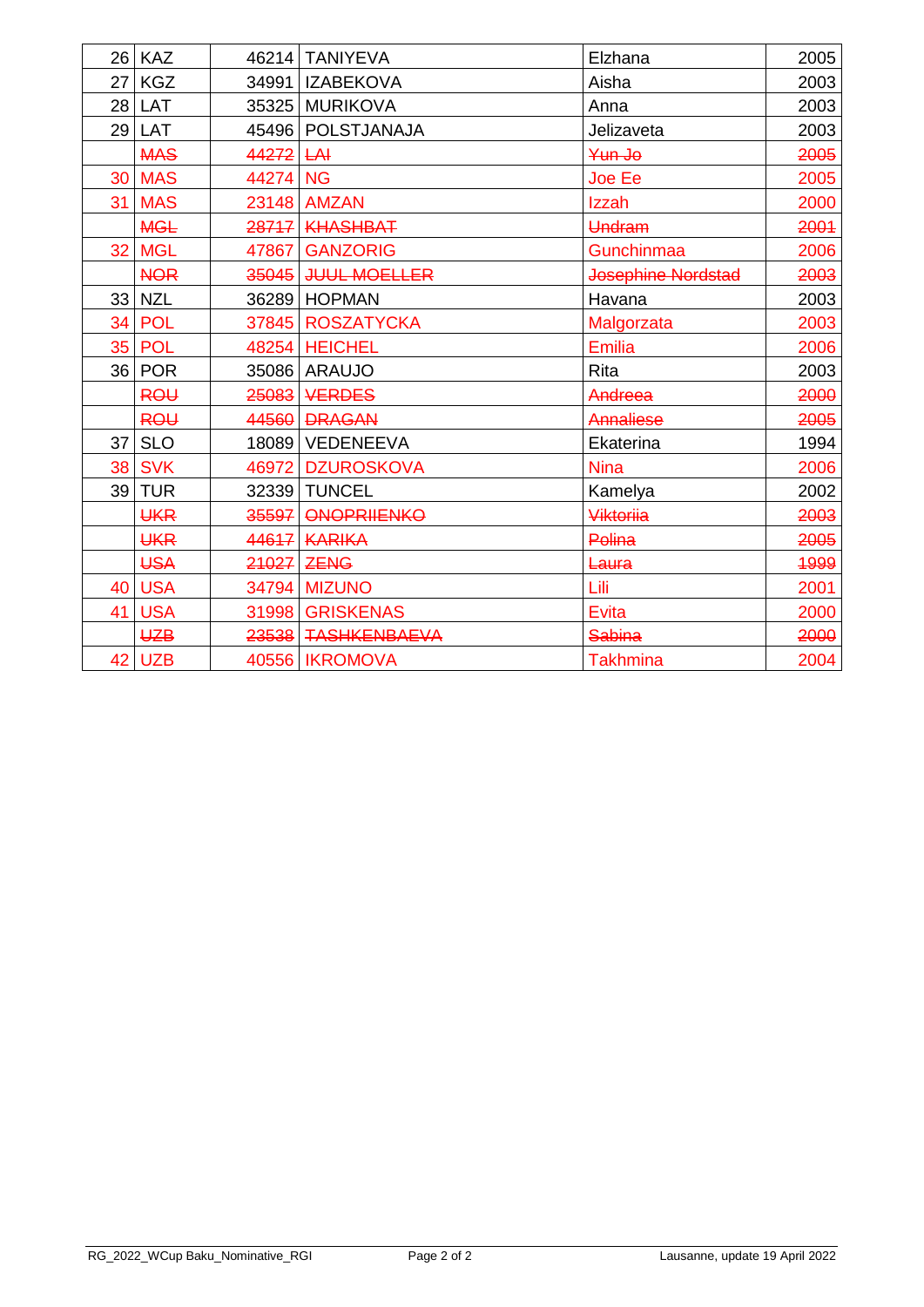| 26 | KAZ | 46214 | TANIYEVA | Elzhana | 2005 |
|---|---|---|---|---|---|
| 27 | KGZ | 34991 | IZABEKOVA | Aisha | 2003 |
| 28 | LAT | 35325 | MURIKOVA | Anna | 2003 |
| 29 | LAT | 45496 | POLSTJANAJA | Jelizaveta | 2003 |
| | ~~MAS~~ | ~~44272~~ | ~~LAI~~ | ~~Yun Jo~~ | ~~2005~~ |
| 30 | MAS | 44274 | NG | Joe Ee | 2005 |
| 31 | MAS | 23148 | AMZAN | Izzah | 2000 |
| | ~~MGL~~ | ~~28717~~ | ~~KHASHBAT~~ | ~~Undram~~ | ~~2001~~ |
| 32 | MGL | 47867 | GANZORIG | Gunchinmaa | 2006 |
| | ~~NOR~~ | ~~35045~~ | ~~JUUL MOELLER~~ | ~~Josephine Nordstad~~ | ~~2003~~ |
| 33 | NZL | 36289 | HOPMAN | Havana | 2003 |
| 34 | POL | 37845 | ROSZATYCKA | Malgorzata | 2003 |
| 35 | POL | 48254 | HEICHEL | Emilia | 2006 |
| 36 | POR | 35086 | ARAUJO | Rita | 2003 |
| | ~~ROU~~ | ~~25083~~ | ~~VERDES~~ | ~~Andreea~~ | ~~2000~~ |
| | ~~ROU~~ | ~~44560~~ | ~~DRAGAN~~ | ~~Annaliese~~ | ~~2005~~ |
| 37 | SLO | 18089 | VEDENEEVA | Ekaterina | 1994 |
| 38 | SVK | 46972 | DZUROSKOVA | Nina | 2006 |
| 39 | TUR | 32339 | TUNCEL | Kamelya | 2002 |
| | ~~UKR~~ | ~~35597~~ | ~~ONOPRIIENKO~~ | ~~Viktoriia~~ | ~~2003~~ |
| | ~~UKR~~ | ~~44617~~ | ~~KARIKA~~ | ~~Polina~~ | ~~2005~~ |
| | ~~USA~~ | ~~21027~~ | ~~ZENG~~ | ~~Laura~~ | ~~1999~~ |
| 40 | USA | 34794 | MIZUNO | Lili | 2001 |
| 41 | USA | 31998 | GRISKENAS | Evita | 2000 |
| | ~~UZB~~ | ~~23538~~ | ~~TASHKENBAEVA~~ | ~~Sabina~~ | ~~2000~~ |
| 42 | UZB | 40556 | IKROMOVA | Takhmina | 2004 |

RG_2022_WCup Baku_Nominative_RGI — Lausanne, update 19 April 2022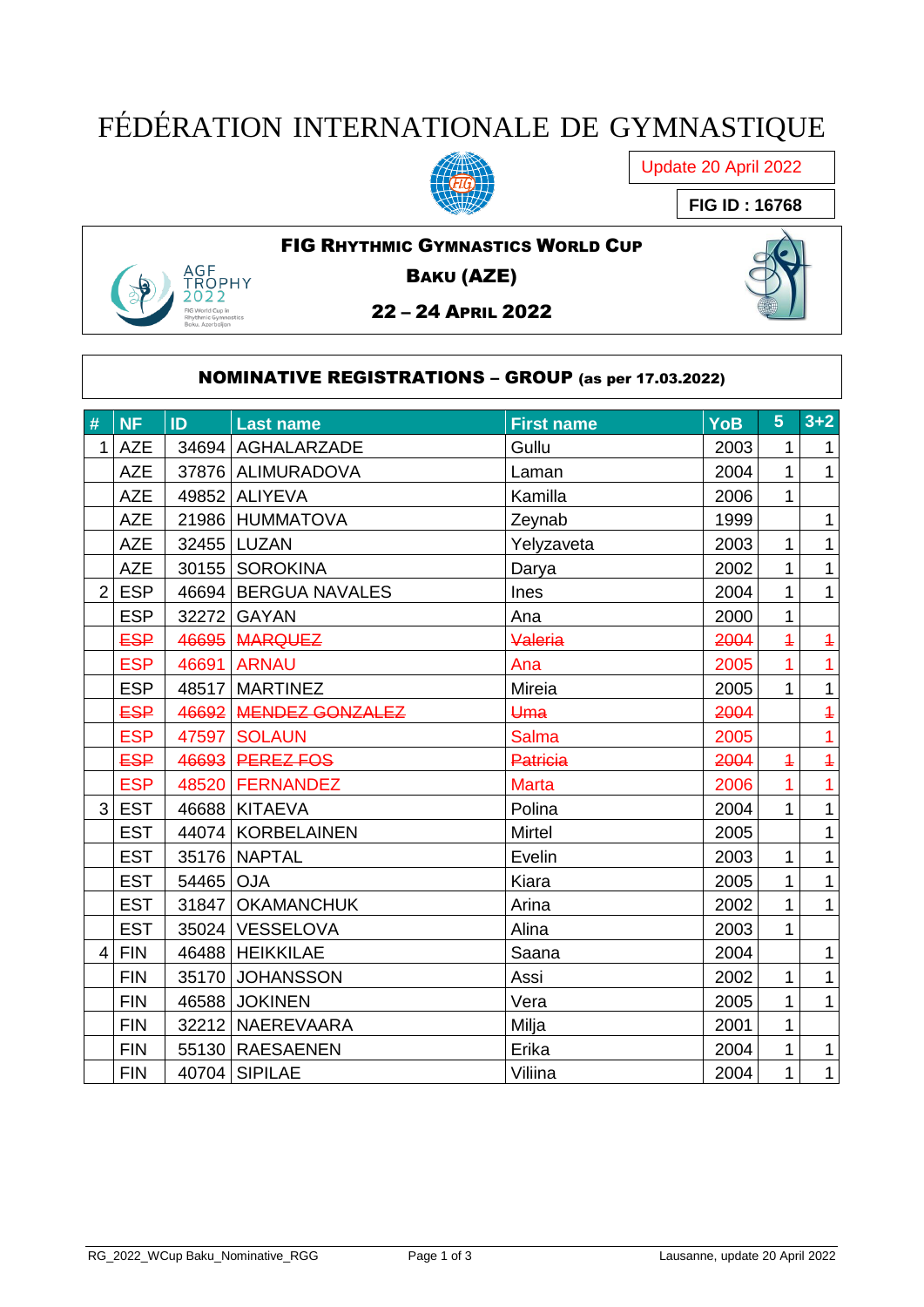# FÉDÉRATION INTERNATIONALE DE GYMNASTIQUE

Update 20 April 2022

**FIG ID : 16768**

**FIG RHYTHMIC GYMNASTICS WORLD CUP**

**BAKU (AZE)**

**22 – 24 APRIL 2022**

AGF TROPHY 2022

FIG World Cup in Rhythmic Gymnastics Baku, Azerbaijan

## NOMINATIVE REGISTRATIONS – GROUP (as per 17.03.2022)

| # | NF | ID | Last name | First name | YoB | 5 | 3+2 |
|---|---|---|---|---|---|---|---|
| 1 | AZE | 34694 | AGHALARZADE | Gullu | 2003 | 1 | 1 |
| | AZE | 37876 | ALIMURADOVA | Laman | 2004 | 1 | 1 |
| | AZE | 49852 | ALIYEVA | Kamilla | 2006 | 1 | |
| | AZE | 21986 | HUMMATOVA | Zeynab | 1999 | | 1 |
| | AZE | 32455 | LUZAN | Yelyzaveta | 2003 | 1 | 1 |
| | AZE | 30155 | SOROKINA | Darya | 2002 | 1 | 1 |
| 2 | ESP | 46694 | BERGUA NAVALES | Ines | 2004 | 1 | 1 |
| | ESP | 32272 | GAYAN | Ana | 2000 | 1 | |
| | ~~ESP~~ | ~~46695~~ | ~~MARQUEZ~~ | ~~Valeria~~ | ~~2004~~ | ~~1~~ | ~~1~~ |
| | ESP | 46691 | ARNAU | Ana | 2005 | 1 | 1 |
| | ESP | 48517 | MARTINEZ | Mireia | 2005 | 1 | 1 |
| | ~~ESP~~ | ~~46692~~ | ~~MENDEZ GONZALEZ~~ | ~~Uma~~ | ~~2004~~ | | ~~1~~ |
| | ESP | 47597 | SOLAUN | Salma | 2005 | | 1 |
| | ~~ESP~~ | ~~46693~~ | ~~PEREZ FOS~~ | ~~Patricia~~ | ~~2004~~ | ~~1~~ | ~~1~~ |
| | ESP | 48520 | FERNANDEZ | Marta | 2006 | 1 | 1 |
| 3 | EST | 46688 | KITAEVA | Polina | 2004 | 1 | 1 |
| | EST | 44074 | KORBELAINEN | Mirtel | 2005 | | 1 |
| | EST | 35176 | NAPTAL | Evelin | 2003 | 1 | 1 |
| | EST | 54465 | OJA | Kiara | 2005 | 1 | 1 |
| | EST | 31847 | OKAMANCHUK | Arina | 2002 | 1 | 1 |
| | EST | 35024 | VESSELOVA | Alina | 2003 | 1 | |
| 4 | FIN | 46488 | HEIKKILAE | Saana | 2004 | | 1 |
| | FIN | 35170 | JOHANSSON | Assi | 2002 | 1 | 1 |
| | FIN | 46588 | JOKINEN | Vera | 2005 | 1 | 1 |
| | FIN | 32212 | NAEREVAARA | Milja | 2001 | 1 | |
| | FIN | 55130 | RAESAENEN | Erika | 2004 | 1 | 1 |
| | FIN | 40704 | SIPILAE | Viliina | 2004 | 1 | 1 |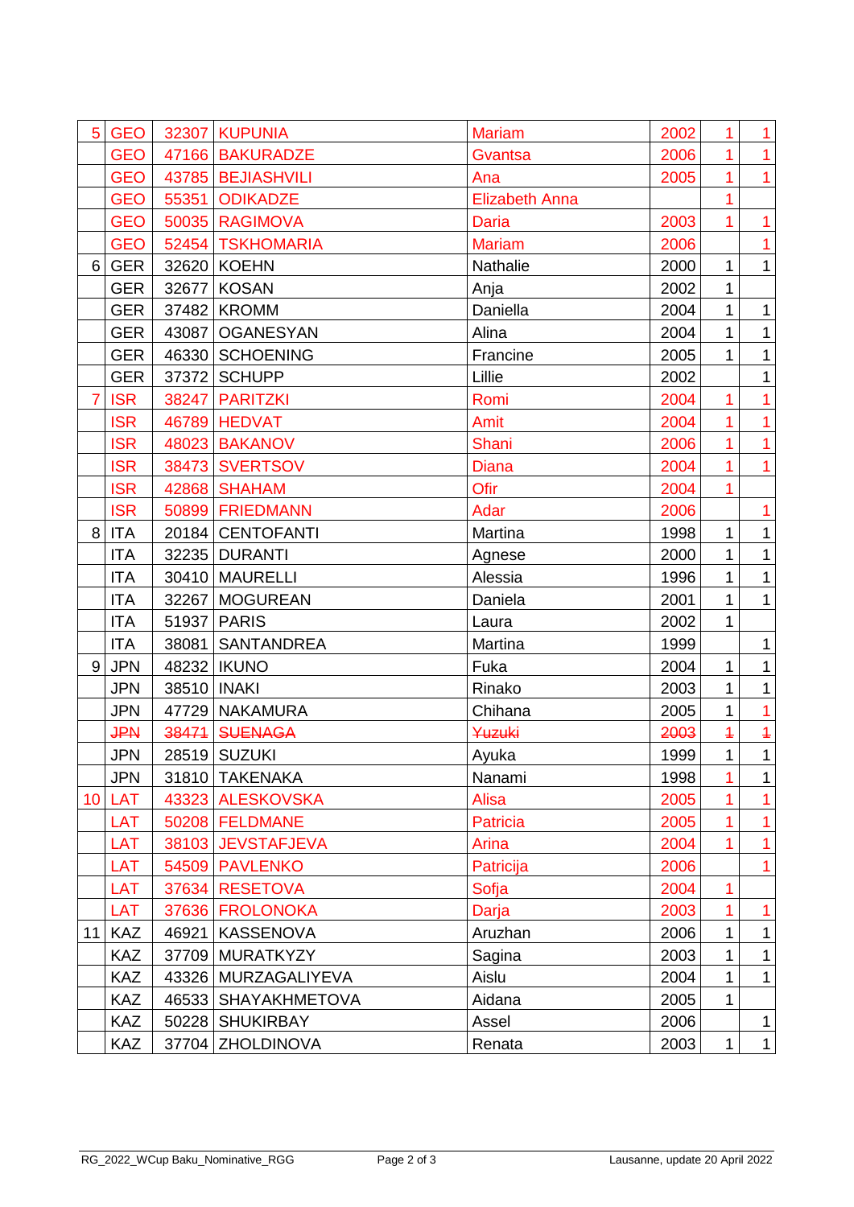| | | | | | | | |
|---|---|---|---|---|---|---|---|
| 5 | GEO | 32307 | KUPUNIA | Mariam | 2002 | 1 | 1 |
| | GEO | 47166 | BAKURADZE | Gvantsa | 2006 | 1 | 1 |
| | GEO | 43785 | BEJIASHVILI | Ana | 2005 | 1 | 1 |
| | GEO | 55351 | ODIKADZE | Elizabeth Anna | | 1 | |
| | GEO | 50035 | RAGIMOVA | Daria | 2003 | 1 | 1 |
| | GEO | 52454 | TSKHOMARIA | Mariam | 2006 | | 1 |
| 6 | GER | 32620 | KOEHN | Nathalie | 2000 | 1 | 1 |
| | GER | 32677 | KOSAN | Anja | 2002 | 1 | |
| | GER | 37482 | KROMM | Daniella | 2004 | 1 | 1 |
| | GER | 43087 | OGANESYAN | Alina | 2004 | 1 | 1 |
| | GER | 46330 | SCHOENING | Francine | 2005 | 1 | 1 |
| | GER | 37372 | SCHUPP | Lillie | 2002 | | 1 |
| 7 | ISR | 38247 | PARITZKI | Romi | 2004 | 1 | 1 |
| | ISR | 46789 | HEDVAT | Amit | 2004 | 1 | 1 |
| | ISR | 48023 | BAKANOV | Shani | 2006 | 1 | 1 |
| | ISR | 38473 | SVERTSOV | Diana | 2004 | 1 | 1 |
| | ISR | 42868 | SHAHAM | Ofir | 2004 | 1 | |
| | ISR | 50899 | FRIEDMANN | Adar | 2006 | | 1 |
| 8 | ITA | 20184 | CENTOFANTI | Martina | 1998 | 1 | 1 |
| | ITA | 32235 | DURANTI | Agnese | 2000 | 1 | 1 |
| | ITA | 30410 | MAURELLI | Alessia | 1996 | 1 | 1 |
| | ITA | 32267 | MOGUREAN | Daniela | 2001 | 1 | 1 |
| | ITA | 51937 | PARIS | Laura | 2002 | 1 | |
| | ITA | 38081 | SANTANDREA | Martina | 1999 | | 1 |
| 9 | JPN | 48232 | IKUNO | Fuka | 2004 | 1 | 1 |
| | JPN | 38510 | INAKI | Rinako | 2003 | 1 | 1 |
| | JPN | 47729 | NAKAMURA | Chihana | 2005 | 1 | 1 |
| | ~~JPN~~ | ~~38471~~ | ~~SUENAGA~~ | ~~Yuzuki~~ | ~~2003~~ | ~~1~~ | ~~1~~ |
| | JPN | 28519 | SUZUKI | Ayuka | 1999 | 1 | 1 |
| | JPN | 31810 | TAKENAKA | Nanami | 1998 | 1 | 1 |
| 10 | LAT | 43323 | ALESKOVSKA | Alisa | 2005 | 1 | 1 |
| | LAT | 50208 | FELDMANE | Patricia | 2005 | 1 | 1 |
| | LAT | 38103 | JEVSTAFJEVA | Arina | 2004 | 1 | 1 |
| | LAT | 54509 | PAVLENKO | Patricija | 2006 | | 1 |
| | LAT | 37634 | RESETOVA | Sofja | 2004 | 1 | |
| | LAT | 37636 | FROLONOKA | Darja | 2003 | 1 | 1 |
| 11 | KAZ | 46921 | KASSENOVA | Aruzhan | 2006 | 1 | 1 |
| | KAZ | 37709 | MURATKYZY | Sagina | 2003 | 1 | 1 |
| | KAZ | 43326 | MURZAGALIYEVA | Aislu | 2004 | 1 | 1 |
| | KAZ | 46533 | SHAYAKHMETOVA | Aidana | 2005 | 1 | |
| | KAZ | 50228 | SHUKIRBAY | Assel | 2006 | | 1 |
| | KAZ | 37704 | ZHOLDINOVA | Renata | 2003 | 1 | 1 |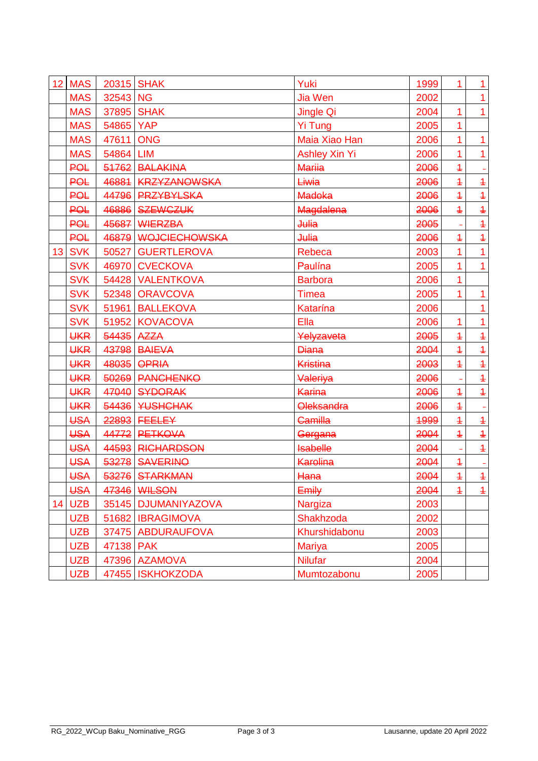| | | | | | | | |
|---|---|---|---|---|---|---|---|
| 12 | MAS | 20315 | SHAK | Yuki | 1999 | 1 | 1 |
| | MAS | 32543 | NG | Jia Wen | 2002 | | 1 |
| | MAS | 37895 | SHAK | Jingle Qi | 2004 | 1 | 1 |
| | MAS | 54865 | YAP | Yi Tung | 2005 | 1 | |
| | MAS | 47611 | ONG | Maia Xiao Han | 2006 | 1 | 1 |
| | MAS | 54864 | LIM | Ashley Xin Yi | 2006 | 1 | 1 |
| | ~~POL~~ | ~~51762~~ | ~~BALAKINA~~ | ~~Mariia~~ | ~~2006~~ | ~~1~~ | - |
| | ~~POL~~ | ~~46881~~ | ~~KRZYZANOWSKA~~ | ~~Liwia~~ | ~~2006~~ | ~~1~~ | ~~1~~ |
| | ~~POL~~ | ~~44796~~ | ~~PRZYBYLSKA~~ | ~~Madoka~~ | ~~2006~~ | ~~1~~ | ~~1~~ |
| | ~~POL~~ | ~~46886~~ | ~~SZEWCZUK~~ | ~~Magdalena~~ | ~~2006~~ | ~~1~~ | ~~1~~ |
| | ~~POL~~ | ~~45687~~ | ~~WIERZBA~~ | ~~Julia~~ | ~~2005~~ | - | ~~1~~ |
| | ~~POL~~ | ~~46879~~ | ~~WOJCIECHOWSKA~~ | ~~Julia~~ | ~~2006~~ | ~~1~~ | ~~1~~ |
| 13 | SVK | 50527 | GUERTLEROVA | Rebeca | 2003 | 1 | 1 |
| | SVK | 46970 | CVECKOVA | Paulína | 2005 | 1 | 1 |
| | SVK | 54428 | VALENTKOVA | Barbora | 2006 | 1 | |
| | SVK | 52348 | ORAVCOVA | Timea | 2005 | 1 | 1 |
| | SVK | 51961 | BALLEKOVA | Katarína | 2006 | | 1 |
| | SVK | 51952 | KOVACOVA | Ella | 2006 | 1 | 1 |
| | ~~UKR~~ | ~~54435~~ | ~~AZZA~~ | ~~Yelyzaveta~~ | ~~2005~~ | ~~1~~ | ~~1~~ |
| | ~~UKR~~ | ~~43798~~ | ~~BAIEVA~~ | ~~Diana~~ | ~~2004~~ | ~~1~~ | ~~1~~ |
| | ~~UKR~~ | ~~48035~~ | ~~OPRIA~~ | ~~Kristina~~ | ~~2003~~ | ~~1~~ | ~~1~~ |
| | ~~UKR~~ | ~~50269~~ | ~~PANCHENKO~~ | ~~Valeriya~~ | ~~2006~~ | - | ~~1~~ |
| | ~~UKR~~ | ~~47040~~ | ~~SYDORAK~~ | ~~Karina~~ | ~~2006~~ | ~~1~~ | ~~1~~ |
| | ~~UKR~~ | ~~54436~~ | ~~YUSHCHAK~~ | ~~Oleksandra~~ | ~~2006~~ | ~~1~~ | - |
| | ~~USA~~ | ~~22893~~ | ~~FEELEY~~ | ~~Camilla~~ | ~~1999~~ | ~~1~~ | ~~1~~ |
| | ~~USA~~ | ~~44772~~ | ~~PETKOVA~~ | ~~Gergana~~ | ~~2004~~ | ~~1~~ | ~~1~~ |
| | ~~USA~~ | ~~44593~~ | ~~RICHARDSON~~ | ~~Isabelle~~ | ~~2004~~ | - | ~~1~~ |
| | ~~USA~~ | ~~53278~~ | ~~SAVERINO~~ | ~~Karolina~~ | ~~2004~~ | ~~1~~ | - |
| | ~~USA~~ | ~~53276~~ | ~~STARKMAN~~ | ~~Hana~~ | ~~2004~~ | ~~1~~ | ~~1~~ |
| | ~~USA~~ | ~~47346~~ | ~~WILSON~~ | ~~Emily~~ | ~~2004~~ | ~~1~~ | ~~1~~ |
| 14 | UZB | 35145 | DJUMANIYAZOVA | Nargiza | 2003 | | |
| | UZB | 51682 | IBRAGIMOVA | Shakhzoda | 2002 | | |
| | UZB | 37475 | ABDURAUFOVA | Khurshidabonu | 2003 | | |
| | UZB | 47138 | PAK | Mariya | 2005 | | |
| | UZB | 47396 | AZAMOVA | Nilufar | 2004 | | |
| | UZB | 47455 | ISKHOKZODA | Mumtozabonu | 2005 | | |